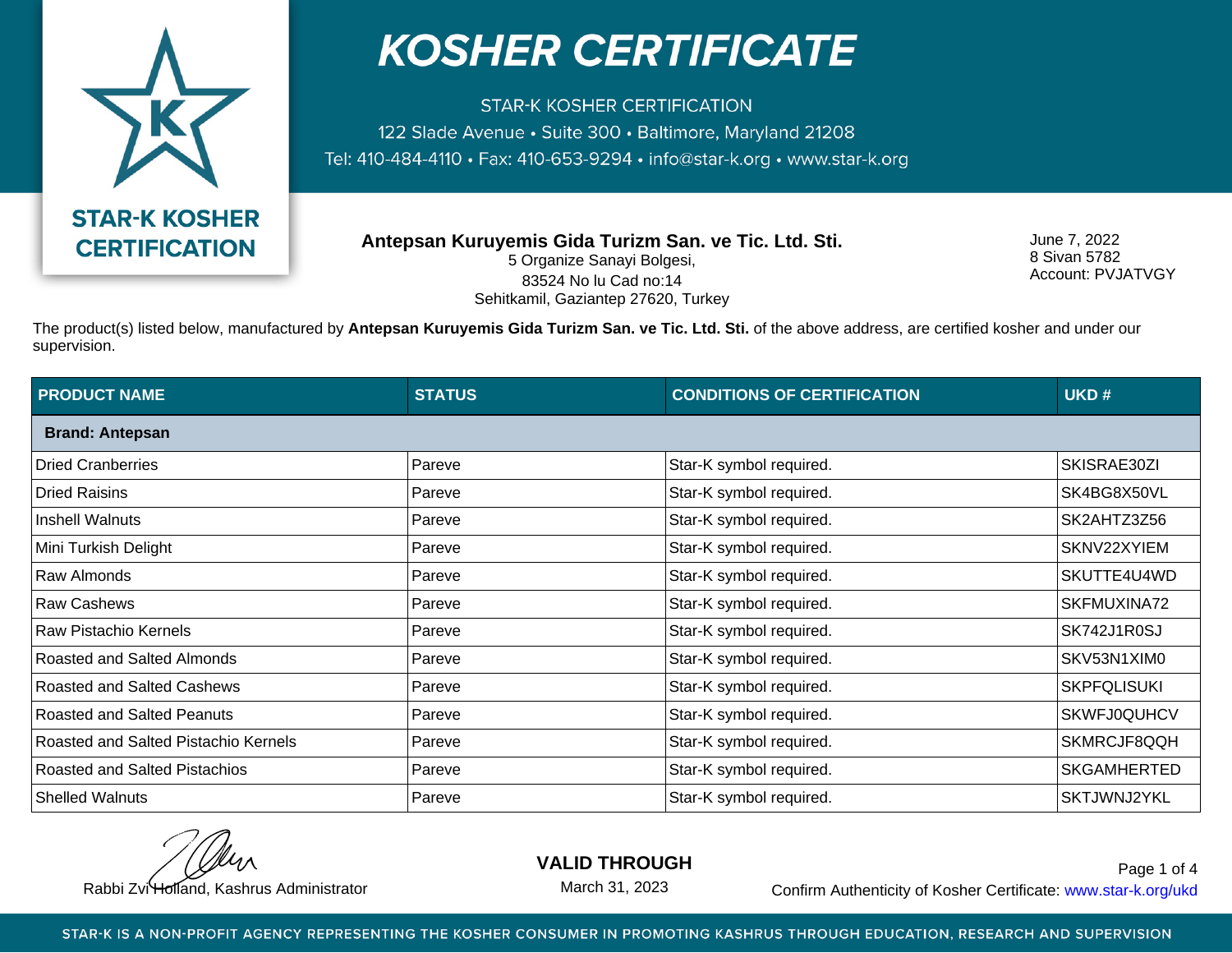# KOSHER CERTIFICATE

STAR-K KOSHER CERTIFICATION
122 Slade Avenue • Suite 300 • Baltimore, Maryland 21208
Tel: 410-484-4110 • Fax: 410-653-9294 • info@star-k.org • www.star-k.org

STAR-K KOSHER CERTIFICATION

**Antepsan Kuruyemis Gida Turizm San. ve Tic. Ltd. Sti.**
5 Organize Sanayi Bolgesi,
83524 No lu Cad no:14
Sehitkamil, Gaziantep 27620, Turkey

June 7, 2022
8 Sivan 5782
Account: PVJATVGY

The product(s) listed below, manufactured by **Antepsan Kuruyemis Gida Turizm San. ve Tic. Ltd. Sti.** of the above address, are certified kosher and under our supervision.

| PRODUCT NAME | STATUS | CONDITIONS OF CERTIFICATION | UKD # |
|---|---|---|---|
| **Brand: Antepsan** | | | |
| Dried Cranberries | Pareve | Star-K symbol required. | SKISRAE30ZI |
| Dried Raisins | Pareve | Star-K symbol required. | SK4BG8X50VL |
| Inshell Walnuts | Pareve | Star-K symbol required. | SK2AHTZ3Z56 |
| Mini Turkish Delight | Pareve | Star-K symbol required. | SKNV22XYIEM |
| Raw Almonds | Pareve | Star-K symbol required. | SKUTTE4U4WD |
| Raw Cashews | Pareve | Star-K symbol required. | SKFMUXINA72 |
| Raw Pistachio Kernels | Pareve | Star-K symbol required. | SK742J1R0SJ |
| Roasted and Salted Almonds | Pareve | Star-K symbol required. | SKV53N1XIM0 |
| Roasted and Salted Cashews | Pareve | Star-K symbol required. | SKPFQLISUKI |
| Roasted and Salted Peanuts | Pareve | Star-K symbol required. | SKWFJ0QUHCV |
| Roasted and Salted Pistachio Kernels | Pareve | Star-K symbol required. | SKMRCJF8QQH |
| Roasted and Salted Pistachios | Pareve | Star-K symbol required. | SKGAMHERTED |
| Shelled Walnuts | Pareve | Star-K symbol required. | SKTJWNJ2YKL |

Rabbi Zvi Holland, Kashrus Administrator

**VALID THROUGH**
March 31, 2023

Confirm Authenticity of Kosher Certificate: www.star-k.org/ukd

STAR-K IS A NON-PROFIT AGENCY REPRESENTING THE KOSHER CONSUMER IN PROMOTING KASHRUS THROUGH EDUCATION, RESEARCH AND SUPERVISION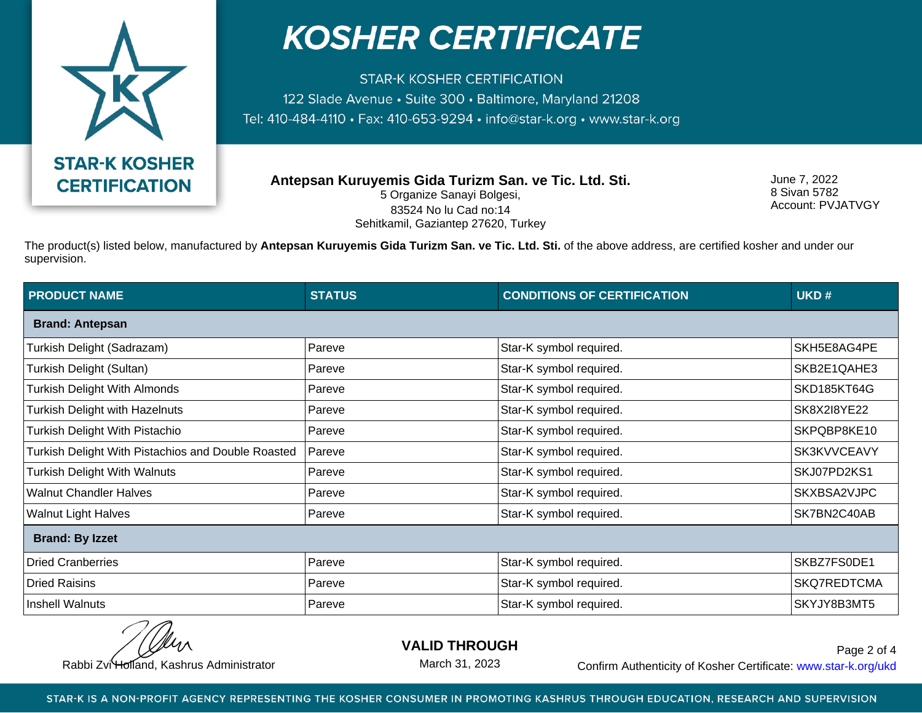# KOSHER CERTIFICATE

STAR-K KOSHER CERTIFICATION
122 Slade Avenue • Suite 300 • Baltimore, Maryland 21208
Tel: 410-484-4110 • Fax: 410-653-9294 • info@star-k.org • www.star-k.org

STAR-K KOSHER CERTIFICATION

**Antepsan Kuruyemis Gida Turizm San. ve Tic. Ltd. Sti.**
5 Organize Sanayi Bolgesi,
83524 No lu Cad no:14
Sehitkamil, Gaziantep 27620, Turkey

June 7, 2022
8 Sivan 5782
Account: PVJATVGY

The product(s) listed below, manufactured by **Antepsan Kuruyemis Gida Turizm San. ve Tic. Ltd. Sti.** of the above address, are certified kosher and under our supervision.

| PRODUCT NAME | STATUS | CONDITIONS OF CERTIFICATION | UKD # |
|---|---|---|---|
| **Brand: Antepsan** | | | |
| Turkish Delight (Sadrazam) | Pareve | Star-K symbol required. | SKH5E8AG4PE |
| Turkish Delight (Sultan) | Pareve | Star-K symbol required. | SKB2E1QAHE3 |
| Turkish Delight With Almonds | Pareve | Star-K symbol required. | SKD185KT64G |
| Turkish Delight with Hazelnuts | Pareve | Star-K symbol required. | SK8X2I8YE22 |
| Turkish Delight With Pistachio | Pareve | Star-K symbol required. | SKPQBP8KE10 |
| Turkish Delight With Pistachios and Double Roasted | Pareve | Star-K symbol required. | SK3KVVCEAVY |
| Turkish Delight With Walnuts | Pareve | Star-K symbol required. | SKJ07PD2KS1 |
| Walnut Chandler Halves | Pareve | Star-K symbol required. | SKXBSA2VJPC |
| Walnut Light Halves | Pareve | Star-K symbol required. | SK7BN2C40AB |
| **Brand: By Izzet** | | | |
| Dried Cranberries | Pareve | Star-K symbol required. | SKBZ7FS0DE1 |
| Dried Raisins | Pareve | Star-K symbol required. | SKQ7REDTCMA |
| Inshell Walnuts | Pareve | Star-K symbol required. | SKYJY8B3MT5 |

Rabbi Zvi Holland, Kashrus Administrator

**VALID THROUGH**
March 31, 2023

Confirm Authenticity of Kosher Certificate: www.star-k.org/ukd

STAR-K IS A NON-PROFIT AGENCY REPRESENTING THE KOSHER CONSUMER IN PROMOTING KASHRUS THROUGH EDUCATION, RESEARCH AND SUPERVISION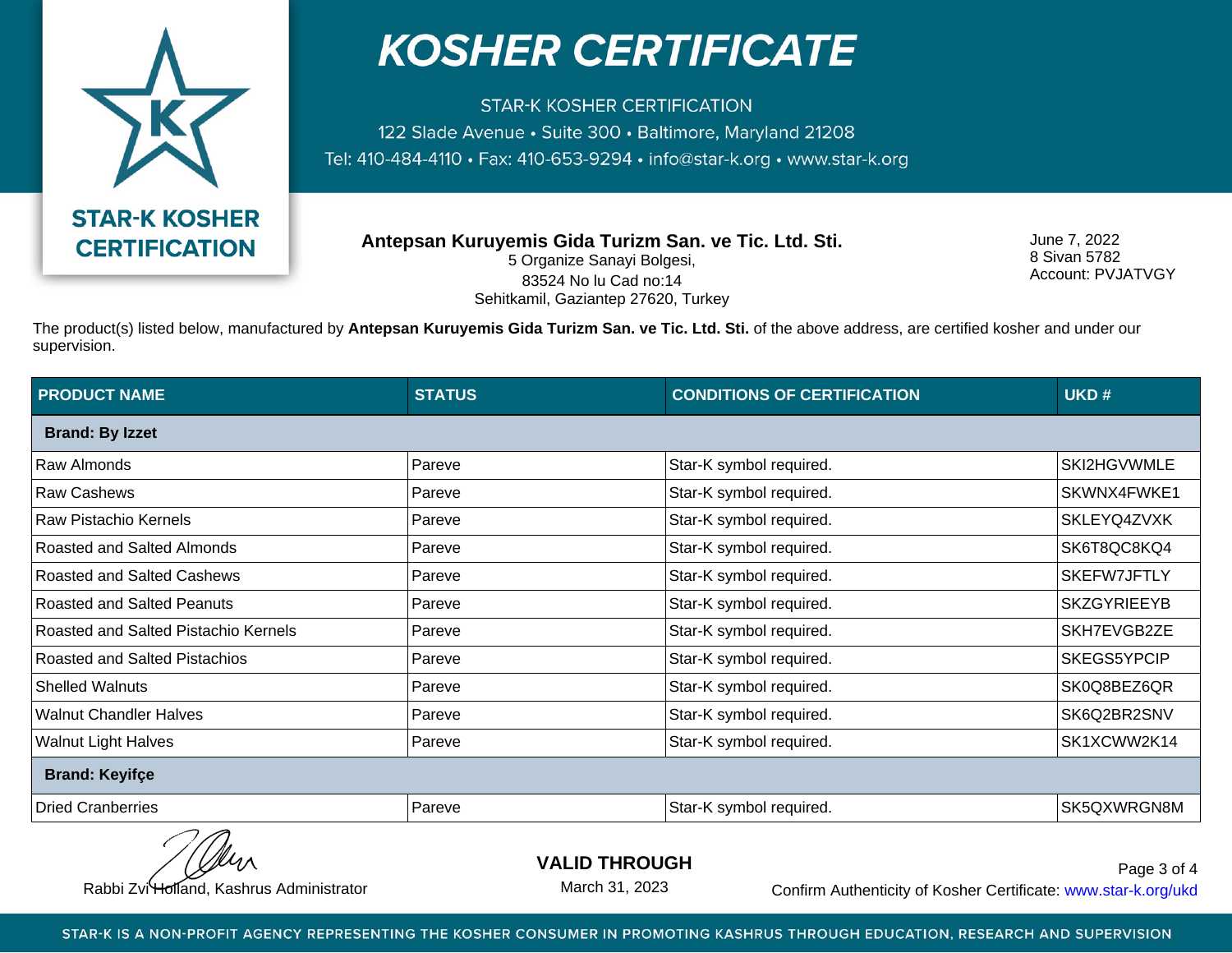# KOSHER CERTIFICATE

STAR-K KOSHER CERTIFICATION
122 Slade Avenue • Suite 300 • Baltimore, Maryland 21208
Tel: 410-484-4110 • Fax: 410-653-9294 • info@star-k.org • www.star-k.org

STAR-K KOSHER CERTIFICATION

**Antepsan Kuruyemis Gida Turizm San. ve Tic. Ltd. Sti.**
5 Organize Sanayi Bolgesi,
83524 No lu Cad no:14
Sehitkamil, Gaziantep 27620, Turkey

June 7, 2022
8 Sivan 5782
Account: PVJATVGY

The product(s) listed below, manufactured by **Antepsan Kuruyemis Gida Turizm San. ve Tic. Ltd. Sti.** of the above address, are certified kosher and under our supervision.

| PRODUCT NAME | STATUS | CONDITIONS OF CERTIFICATION | UKD # |
|---|---|---|---|
| **Brand: By Izzet** | | | |
| Raw Almonds | Pareve | Star-K symbol required. | SKI2HGVWMLE |
| Raw Cashews | Pareve | Star-K symbol required. | SKWNX4FWKE1 |
| Raw Pistachio Kernels | Pareve | Star-K symbol required. | SKLEYQ4ZVXK |
| Roasted and Salted Almonds | Pareve | Star-K symbol required. | SK6T8QC8KQ4 |
| Roasted and Salted Cashews | Pareve | Star-K symbol required. | SKEFW7JFTLY |
| Roasted and Salted Peanuts | Pareve | Star-K symbol required. | SKZGYRIEEYB |
| Roasted and Salted Pistachio Kernels | Pareve | Star-K symbol required. | SKH7EVGB2ZE |
| Roasted and Salted Pistachios | Pareve | Star-K symbol required. | SKEGS5YPCIP |
| Shelled Walnuts | Pareve | Star-K symbol required. | SK0Q8BEZ6QR |
| Walnut Chandler Halves | Pareve | Star-K symbol required. | SK6Q2BR2SNV |
| Walnut Light Halves | Pareve | Star-K symbol required. | SK1XCWW2K14 |
| **Brand: Keyifçe** | | | |
| Dried Cranberries | Pareve | Star-K symbol required. | SK5QXWRGN8M |

Rabbi Zvi Holland, Kashrus Administrator

**VALID THROUGH**
March 31, 2023

Confirm Authenticity of Kosher Certificate: www.star-k.org/ukd

STAR-K IS A NON-PROFIT AGENCY REPRESENTING THE KOSHER CONSUMER IN PROMOTING KASHRUS THROUGH EDUCATION, RESEARCH AND SUPERVISION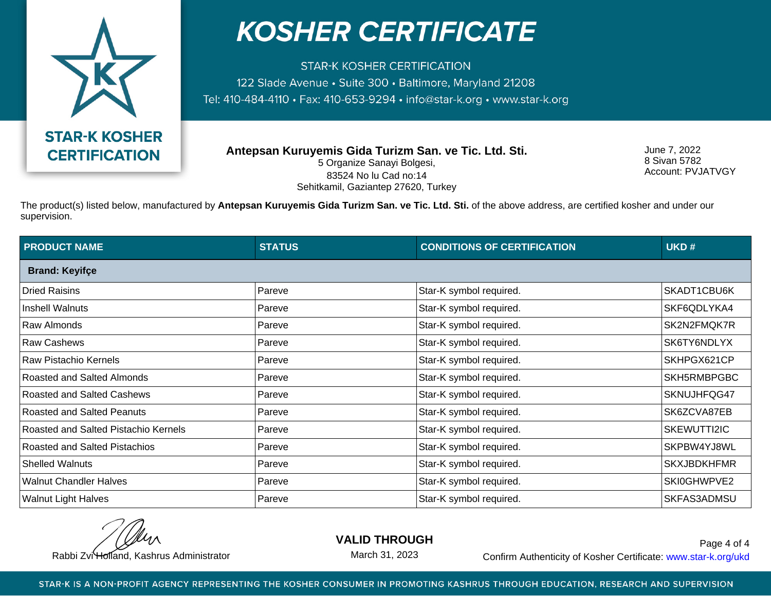# KOSHER CERTIFICATE

STAR-K KOSHER CERTIFICATION
122 Slade Avenue • Suite 300 • Baltimore, Maryland 21208
Tel: 410-484-4110 • Fax: 410-653-9294 • info@star-k.org • www.star-k.org

STAR-K KOSHER CERTIFICATION

**Antepsan Kuruyemis Gida Turizm San. ve Tic. Ltd. Sti.**
5 Organize Sanayi Bolgesi,
83524 No lu Cad no:14
Sehitkamil, Gaziantep 27620, Turkey

June 7, 2022
8 Sivan 5782
Account: PVJATVGY

The product(s) listed below, manufactured by **Antepsan Kuruyemis Gida Turizm San. ve Tic. Ltd. Sti.** of the above address, are certified kosher and under our supervision.

| PRODUCT NAME | STATUS | CONDITIONS OF CERTIFICATION | UKD # |
|---|---|---|---|
| **Brand: Keyifçe** | | | |
| Dried Raisins | Pareve | Star-K symbol required. | SKADT1CBU6K |
| Inshell Walnuts | Pareve | Star-K symbol required. | SKF6QDLYKA4 |
| Raw Almonds | Pareve | Star-K symbol required. | SK2N2FMQK7R |
| Raw Cashews | Pareve | Star-K symbol required. | SK6TY6NDLYX |
| Raw Pistachio Kernels | Pareve | Star-K symbol required. | SKHPGX621CP |
| Roasted and Salted Almonds | Pareve | Star-K symbol required. | SKH5RMBPGBC |
| Roasted and Salted Cashews | Pareve | Star-K symbol required. | SKNUJHFQG47 |
| Roasted and Salted Peanuts | Pareve | Star-K symbol required. | SK6ZCVA87EB |
| Roasted and Salted Pistachio Kernels | Pareve | Star-K symbol required. | SKEWUTTI2IC |
| Roasted and Salted Pistachios | Pareve | Star-K symbol required. | SKPBW4YJ8WL |
| Shelled Walnuts | Pareve | Star-K symbol required. | SKXJBDKHFMR |
| Walnut Chandler Halves | Pareve | Star-K symbol required. | SKI0GHWPVE2 |
| Walnut Light Halves | Pareve | Star-K symbol required. | SKFAS3ADMSU |

Rabbi Zvi Holland, Kashrus Administrator

**VALID THROUGH**
March 31, 2023

Confirm Authenticity of Kosher Certificate: www.star-k.org/ukd

STAR-K IS A NON-PROFIT AGENCY REPRESENTING THE KOSHER CONSUMER IN PROMOTING KASHRUS THROUGH EDUCATION, RESEARCH AND SUPERVISION